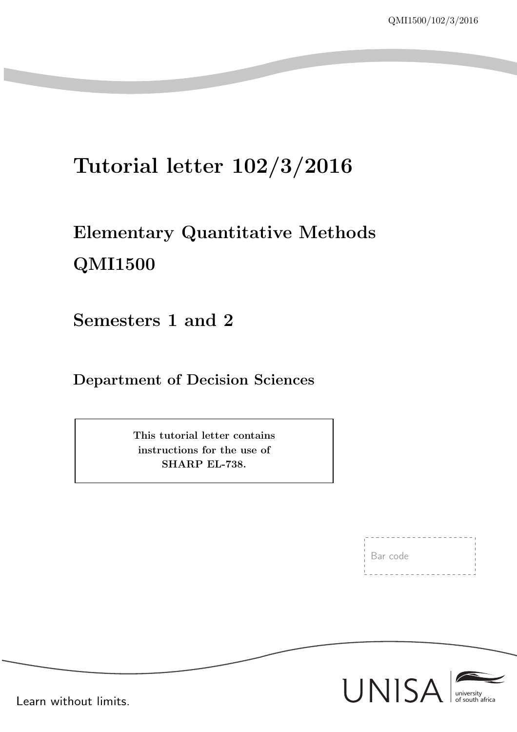# Tutorial letter 102/3/2016

## Elementary Quantitative Methods

## QMI1500

### Semesters 1 and 2

#### Department of Decision Sciences

**This tutorial letter contains instructions for the use of SHARP EL-738.**

Bar code

Learn without limits.

UNISA university of south africa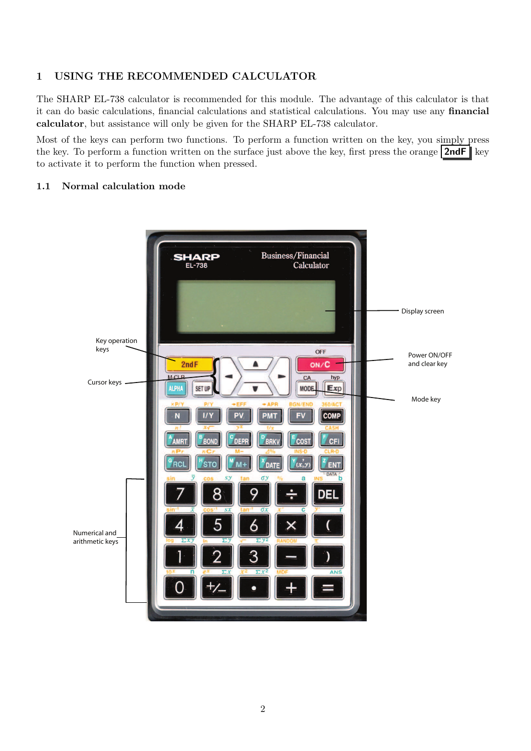# 1 USING THE RECOMMENDED CALCULATOR

The SHARP EL-738 calculator is recommended for this module. The advantage of this calculator is that it can do basic calculations, financial calculations and statistical calculations. You may use any **financial calculator**, but assistance will only be given for the SHARP EL-738 calculator.

Most of the keys can perform two functions. To perform a function written on the key, you simply press the key. To perform a function written on the surface just above the key, first press the orange **2ndF** key to activate it to perform the function when pressed.

## 1.1 Normal calculation mode

Display screen

Key operation keys

Power ON/OFF and clear key

Cursor keys

Mode key

Numerical and arithmetic keys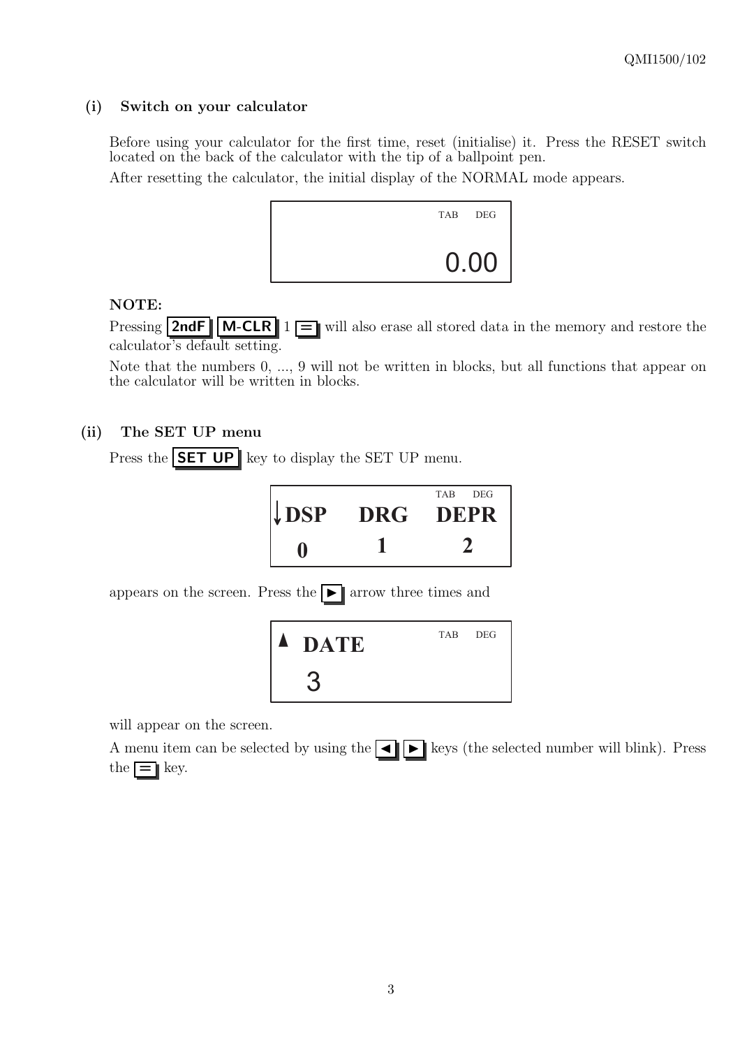### (i) Switch on your calculator

Before using your calculator for the first time, reset (initialise) it. Press the RESET switch located on the back of the calculator with the tip of a ballpoint pen.

After resetting the calculator, the initial display of the NORMAL mode appears.

```
                    TAB   DEG

                       0.00
```

**NOTE:**

Pressing **2ndF** **M-CLR** 1 **=** will also erase all stored data in the memory and restore the calculator's default setting.

Note that the numbers 0, ..., 9 will not be written in blocks, but all functions that appear on the calculator will be written in blocks.

### (ii) The SET UP menu

Press the **SET UP** key to display the SET UP menu.

```
                      TAB   DEG
↓DSP     DRG     DEPR
  0        1        2
```

appears on the screen. Press the **►** arrow three times and

```
▲ DATE               TAB   DEG
   3
```

will appear on the screen.

A menu item can be selected by using the **◄** **►** keys (the selected number will blink). Press the **=** key.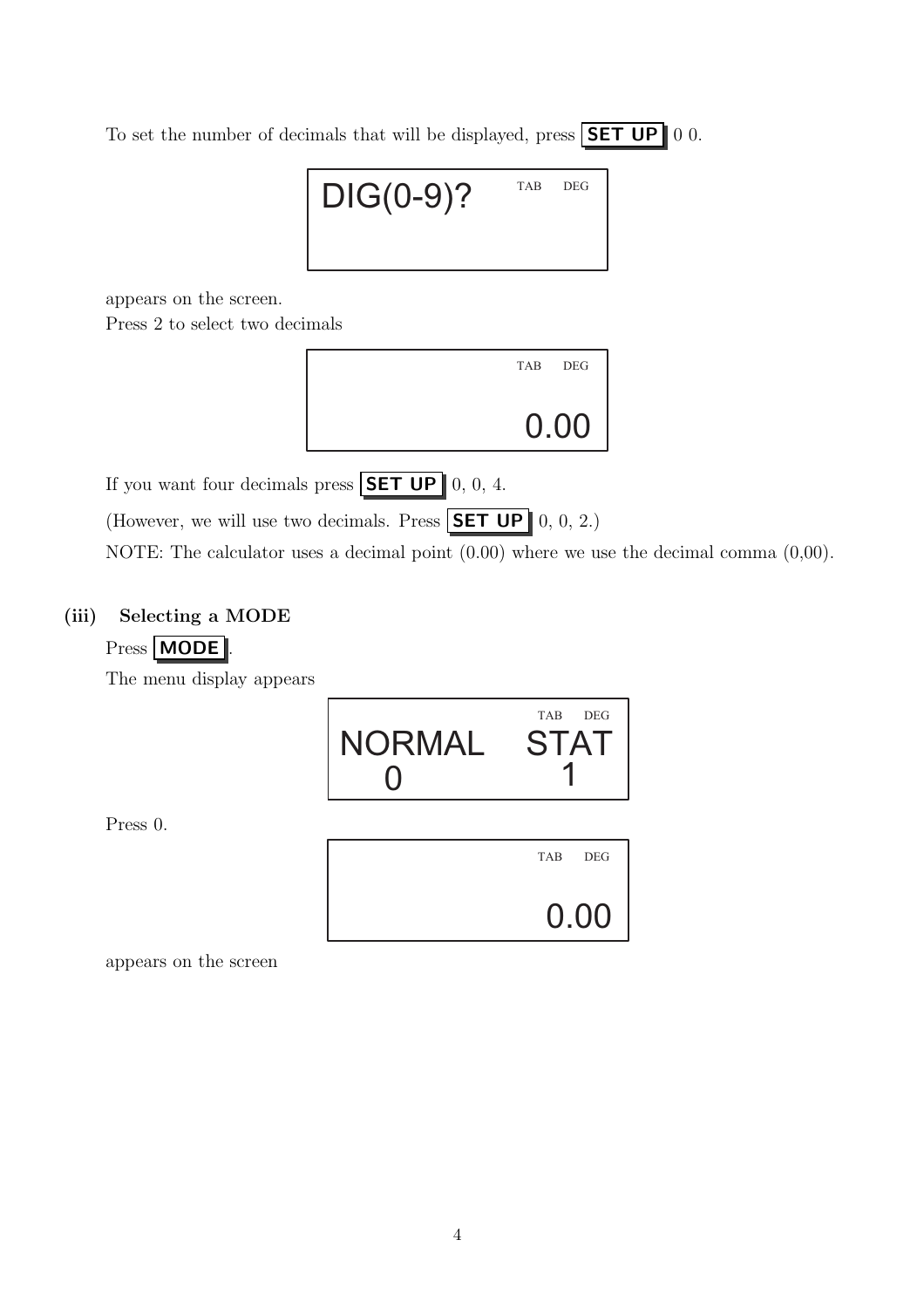To set the number of decimals that will be displayed, press **SET UP** 0 0.

```
DIG(0-9)?          TAB   DEG
```

appears on the screen.

Press 2 to select two decimals

```
                   TAB   DEG

                        0.00
```

If you want four decimals press **SET UP** 0, 0, 4.

(However, we will use two decimals. Press **SET UP** 0, 0, 2.)

NOTE: The calculator uses a decimal point (0.00) where we use the decimal comma (0,00).

### (iii) Selecting a MODE

Press **MODE**.

The menu display appears

```
                   TAB   DEG
NORMAL           STAT
  0                1
```

Press 0.

```
                   TAB   DEG

                        0.00
```

appears on the screen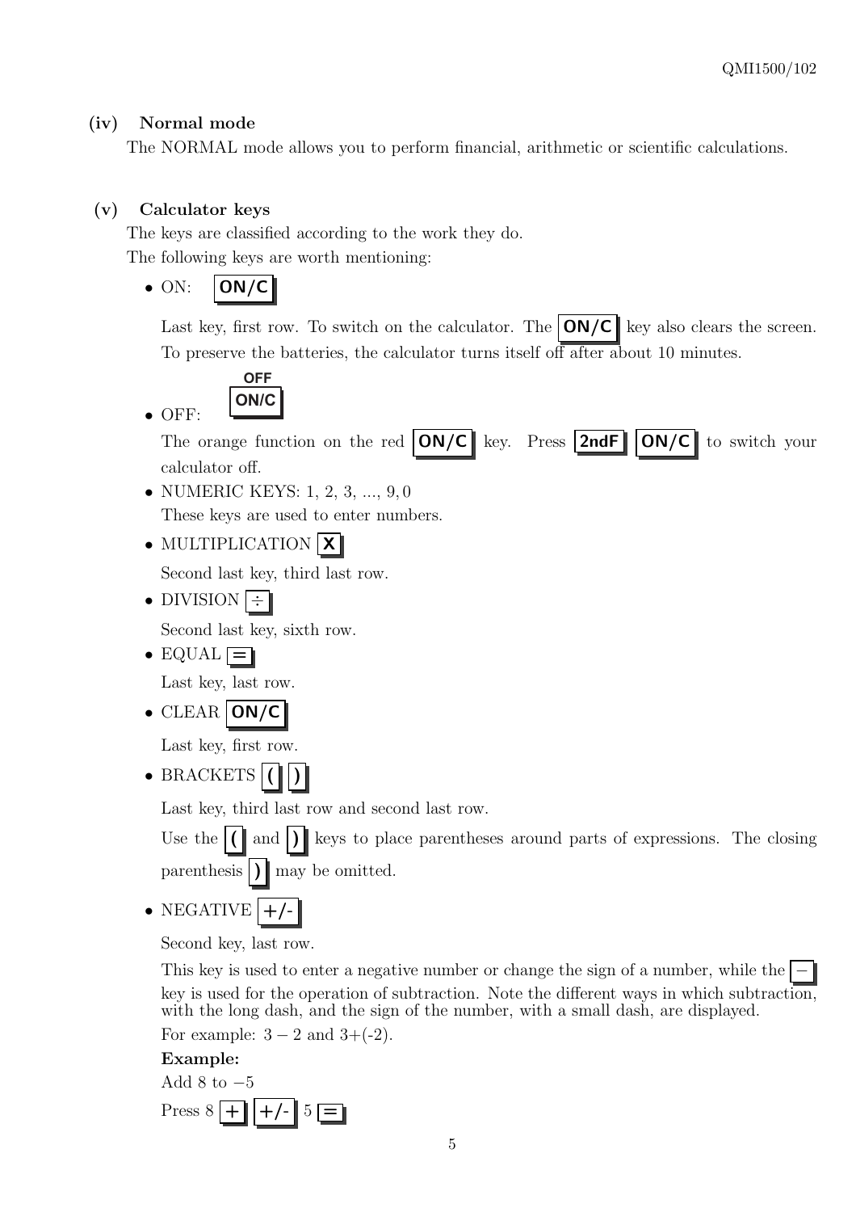### (iv) Normal mode

The NORMAL mode allows you to perform financial, arithmetic or scientific calculations.

### (v) Calculator keys

The keys are classified according to the work they do.

The following keys are worth mentioning:

- ON: **ON/C**

  Last key, first row. To switch on the calculator. The **ON/C** key also clears the screen. To preserve the batteries, the calculator turns itself off after about 10 minutes.

- OFF: **OFF / ON/C**

  The orange function on the red **ON/C** key. Press **2ndF** **ON/C** to switch your calculator off.

- NUMERIC KEYS: 1, 2, 3, ..., 9, 0

  These keys are used to enter numbers.

- MULTIPLICATION **X**

  Second last key, third last row.

- DIVISION **÷**

  Second last key, sixth row.

- EQUAL **=**

  Last key, last row.

- CLEAR **ON/C**

  Last key, first row.

- BRACKETS **(** **)**

  Last key, third last row and second last row.

  Use the **(** and **)** keys to place parentheses around parts of expressions. The closing parenthesis **)** may be omitted.

- NEGATIVE **+/-**

  Second key, last row.

  This key is used to enter a negative number or change the sign of a number, while the **−** key is used for the operation of subtraction. Note the different ways in which subtraction, with the long dash, and the sign of the number, with a small dash, are displayed.

  For example: $3 - 2$ and 3+(-2).

  **Example:**

  Add 8 to $-5$

  Press 8 **+** **+/-** 5 **=**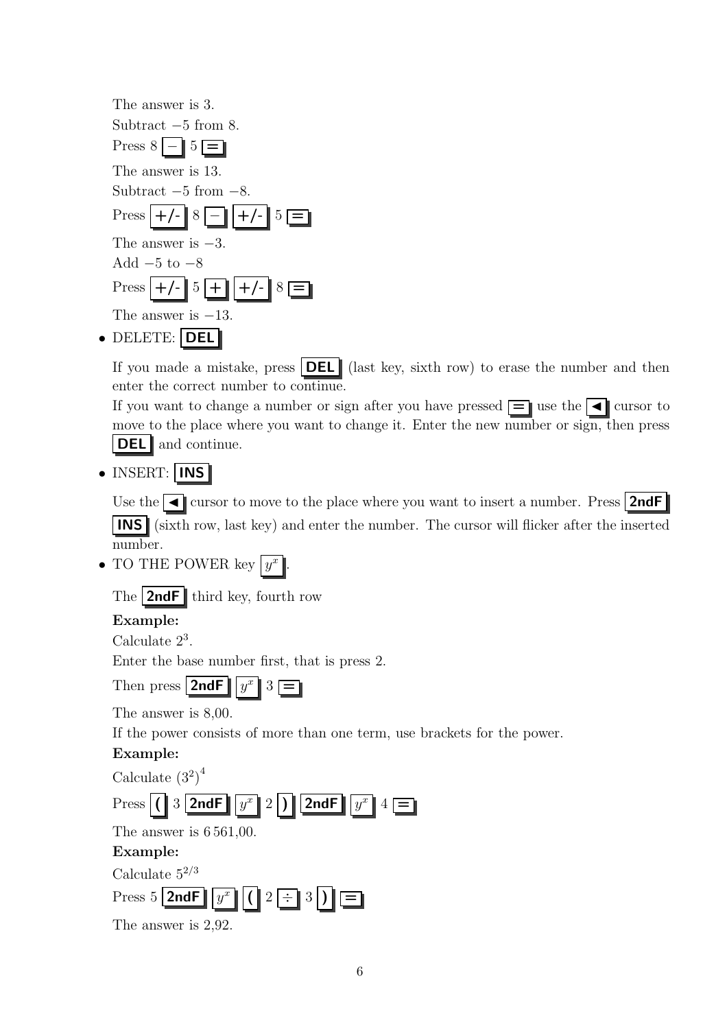The answer is 3.

Subtract $-5$ from 8.

Press 8 [−] 5 [=]

The answer is 13.

Subtract $-5$ from $-8$.

Press [+/-] 8 [−] [+/-] 5 [=]

The answer is $-3$.

Add $-5$ to $-8$

Press [+/-] 5 [+] [+/-] 8 [=]

The answer is $-13$.

- DELETE: **[DEL]**

  If you made a mistake, press **[DEL]** (last key, sixth row) to erase the number and then enter the correct number to continue.

  If you want to change a number or sign after you have pressed [=] use the [◄] cursor to move to the place where you want to change it. Enter the new number or sign, then press **[DEL]** and continue.

- INSERT: **[INS]**

  Use the [◄] cursor to move to the place where you want to insert a number. Press **[2ndF]** **[INS]** (sixth row, last key) and enter the number. The cursor will flicker after the inserted number.

- TO THE POWER key [$y^x$].

  The **[2ndF]** third key, fourth row

  **Example:**

  Calculate $2^3$.

  Enter the base number first, that is press 2.

  Then press **[2ndF]** [$y^x$] 3 [=]

  The answer is 8,00.

  If the power consists of more than one term, use brackets for the power.

  **Example:**

  Calculate $(3^2)^4$

  Press **[(]** 3 **[2ndF]** [$y^x$] 2 **[)]** **[2ndF]** [$y^x$] 4 [=]

  The answer is 6 561,00.

  **Example:**

  Calculate $5^{2/3}$

  Press 5 **[2ndF]** [$y^x$] **[(]** 2 [÷] 3 **[)]** [=]

  The answer is 2,92.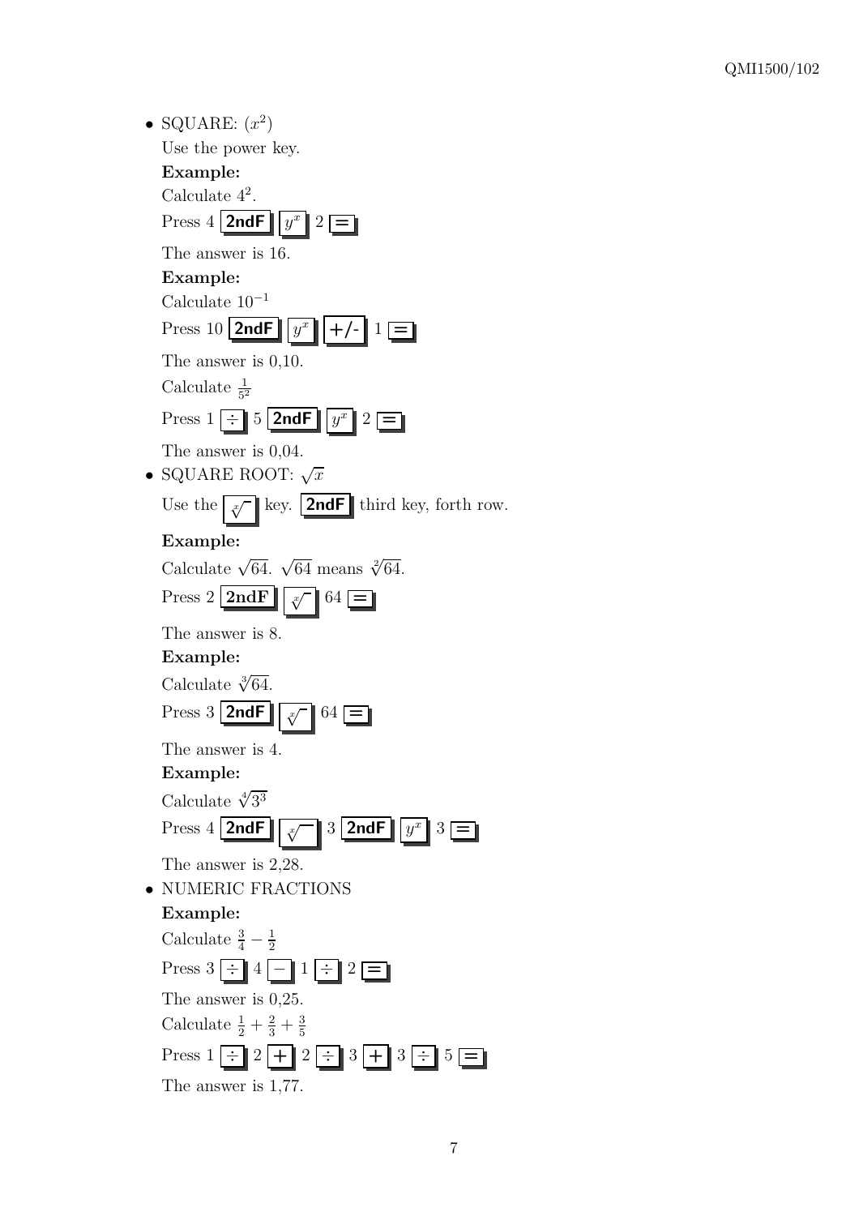- SQUARE: ($x^2$)

  Use the power key.

  **Example:**

  Calculate $4^2$.

  Press 4 **2ndF** $y^x$ 2 **=**

  The answer is 16.

  **Example:**

  Calculate $10^{-1}$

  Press 10 **2ndF** $y^x$ **+/-** 1 **=**

  The answer is 0,10.

  Calculate $\frac{1}{5^2}$

  Press 1 **÷** 5 **2ndF** $y^x$ 2 **=**

  The answer is 0,04.

- SQUARE ROOT: $\sqrt{x}$

  Use the $\sqrt[x]{\ }$ key. **2ndF** third key, forth row.

  **Example:**

  Calculate $\sqrt{64}$. $\sqrt{64}$ means $\sqrt[2]{64}$.

  Press 2 **2ndF** $\sqrt[x]{\ }$ 64 **=**

  The answer is 8.

  **Example:**

  Calculate $\sqrt[3]{64}$.

  Press 3 **2ndF** $\sqrt[x]{\ }$ 64 **=**

  The answer is 4.

  **Example:**

  Calculate $\sqrt[4]{3^3}$

  Press 4 **2ndF** $\sqrt[x]{\ }$ 3 **2ndF** $y^x$ 3 **=**

  The answer is 2,28.

- NUMERIC FRACTIONS

  **Example:**

  Calculate $\frac{3}{4} - \frac{1}{2}$

  Press 3 **÷** 4 **−** 1 **÷** 2 **=**

  The answer is 0,25.

  Calculate $\frac{1}{2} + \frac{2}{3} + \frac{3}{5}$

  Press 1 **÷** 2 **+** 2 **÷** 3 **+** 3 **÷** 5 **=**

  The answer is 1,77.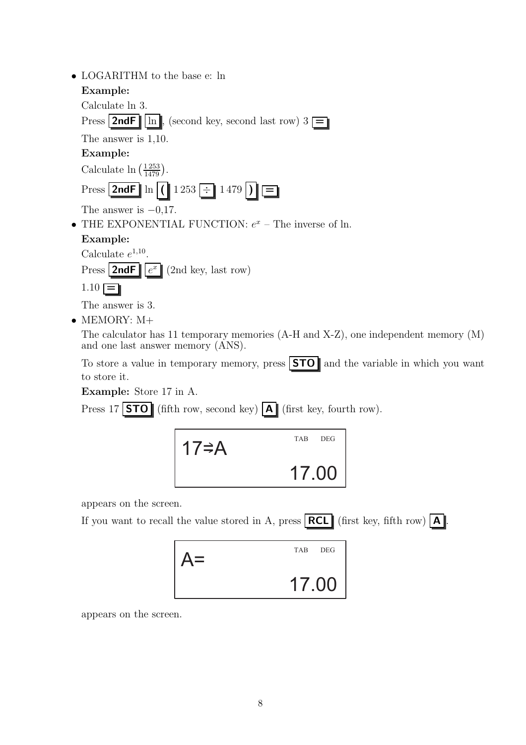- LOGARITHM to the base e: ln

  **Example:**

  Calculate ln 3.

  Press **2ndF** ln, (second key, second last row) 3 **=**

  The answer is 1,10.

  **Example:**

  Calculate $\ln\left(\frac{1\,253}{1479}\right)$.

  Press **2ndF** ln **(** 1 253 **÷** 1 479 **)** **=**

  The answer is −0,17.

- THE EXPONENTIAL FUNCTION: $e^x$ – The inverse of ln.

  **Example:**

  Calculate $e^{1,10}$.

  Press **2ndF** $e^x$ (2nd key, last row)

  1.10 **=**

  The answer is 3.

- MEMORY: M+

  The calculator has 11 temporary memories (A-H and X-Z), one independent memory (M) and one last answer memory (ANS).

  To store a value in temporary memory, press **STO** and the variable in which you want to store it.

  **Example:** Store 17 in A.

  Press 17 **STO** (fifth row, second key) **A** (first key, fourth row).

  ```
  17⇒A          TAB   DEG
                   17.00
  ```

  appears on the screen.

  If you want to recall the value stored in A, press **RCL** (first key, fifth row) **A**.

  ```
  A=            TAB   DEG
                   17.00
  ```

  appears on the screen.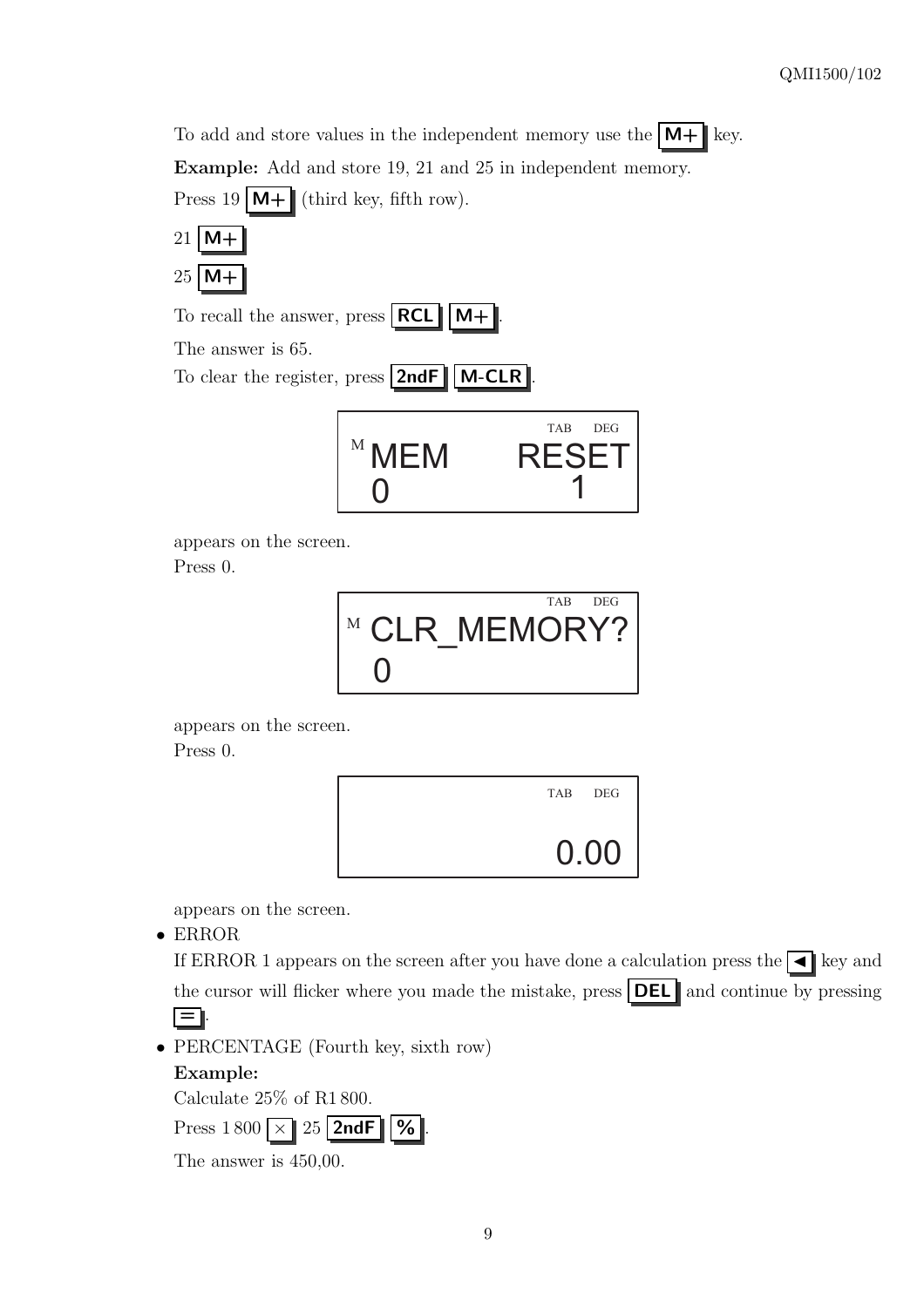To add and store values in the independent memory use the **M+** key.

**Example:** Add and store 19, 21 and 25 in independent memory.

Press 19 **M+** (third key, fifth row).

21 **M+**

25 **M+**

To recall the answer, press **RCL** **M+**.

The answer is 65.

To clear the register, press **2ndF** **M-CLR**.

```
                    TAB   DEG
M MEM          RESET
  0                1
```

appears on the screen.
Press 0.

```
                    TAB   DEG
M CLR_MEMORY?
  0
```

appears on the screen.
Press 0.

```
                    TAB   DEG

                       0.00
```

appears on the screen.

- ERROR
  If ERROR 1 appears on the screen after you have done a calculation press the **◄** key and the cursor will flicker where you made the mistake, press **DEL** and continue by pressing **=**.
- PERCENTAGE (Fourth key, sixth row)
  **Example:**
  Calculate 25% of R1 800.
  Press 1 800 **×** 25 **2ndF** **%**.
  The answer is 450,00.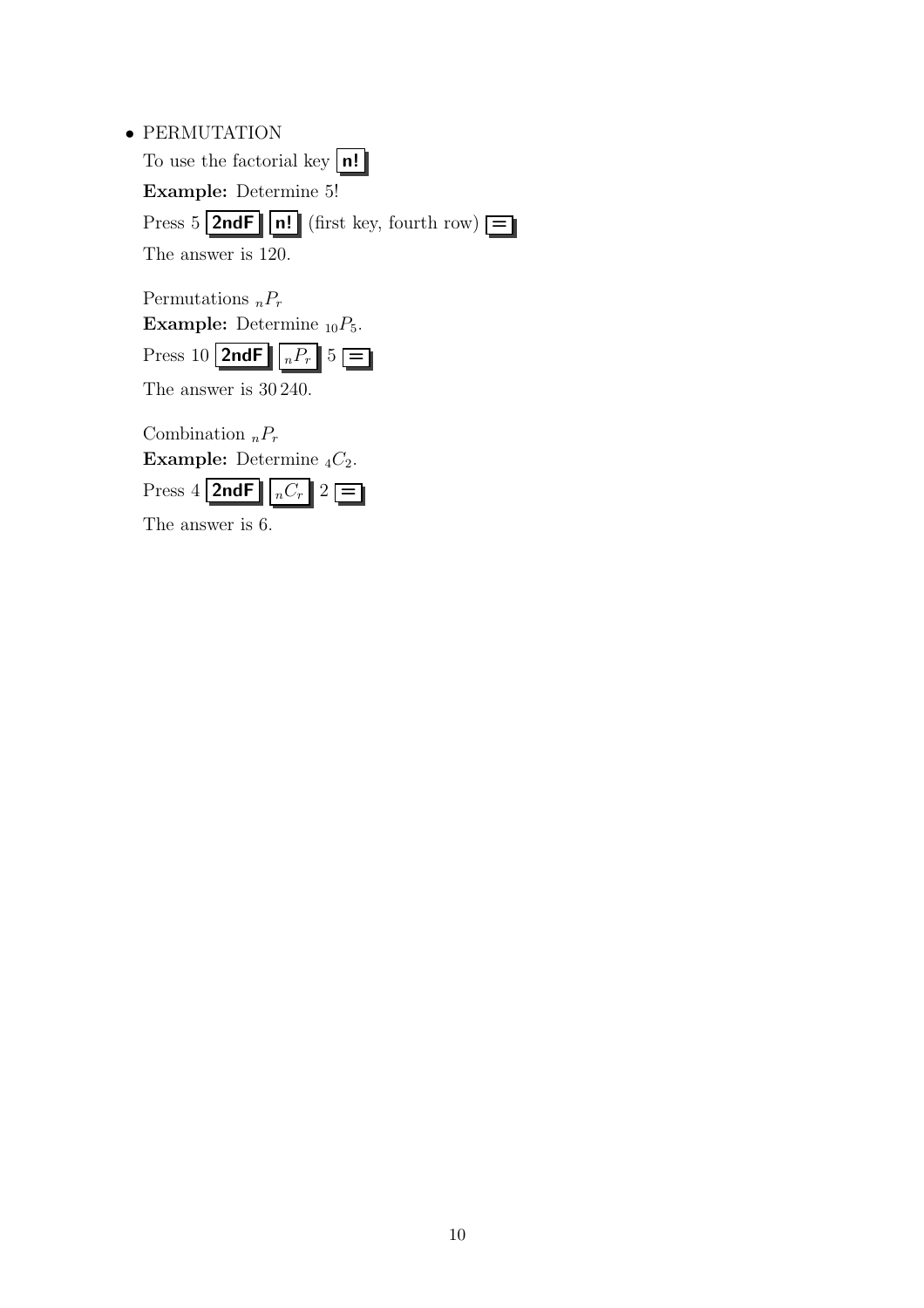- PERMUTATION

  To use the factorial key **n!**

  **Example:** Determine 5!

  Press 5 **2ndF** **n!** (first key, fourth row) **=**

  The answer is 120.

  Permutations ${}_nP_r$

  **Example:** Determine ${}_{10}P_5$.

  Press 10 **2ndF** ${}_nP_r$ 5 **=**

  The answer is 30 240.

  Combination ${}_nP_r$

  **Example:** Determine ${}_4C_2$.

  Press 4 **2ndF** ${}_nC_r$ 2 **=**

  The answer is 6.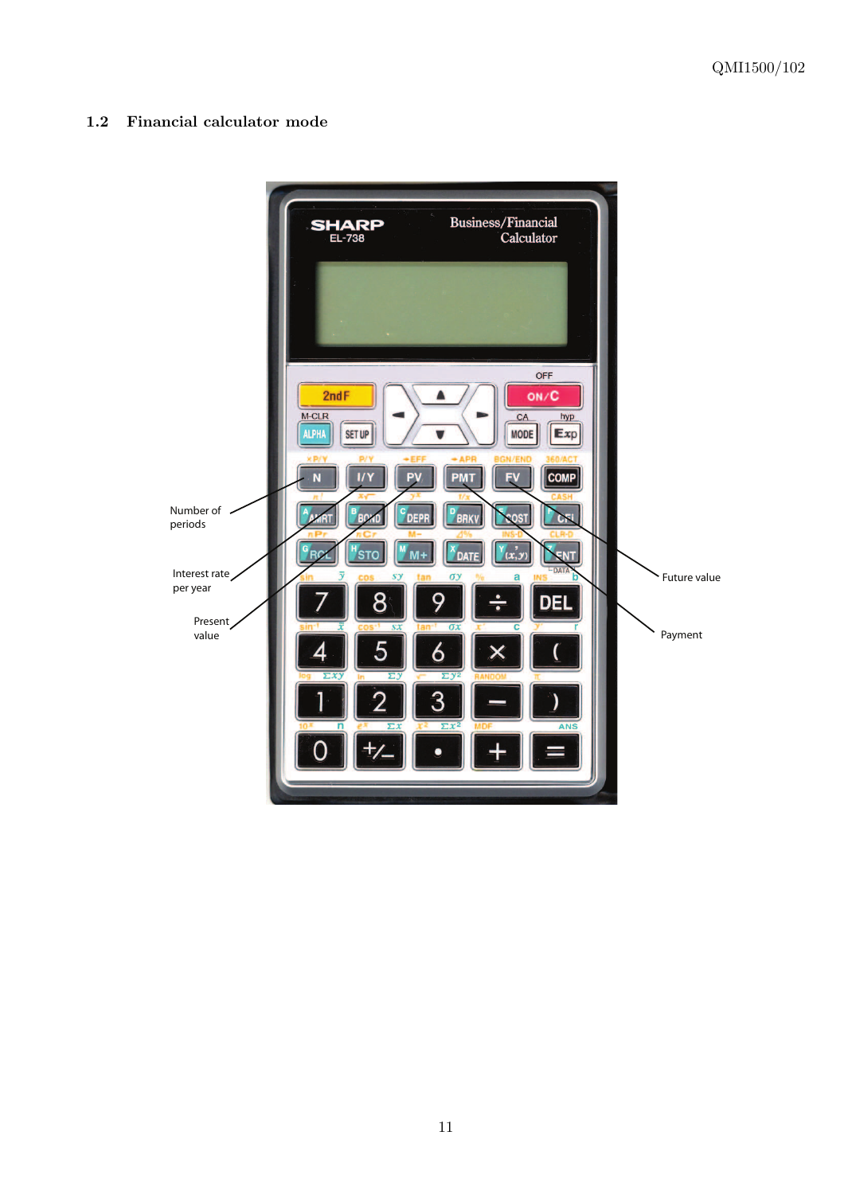## 1.2 Financial calculator mode

Number of periods

Interest rate per year

Present value

Future value

Payment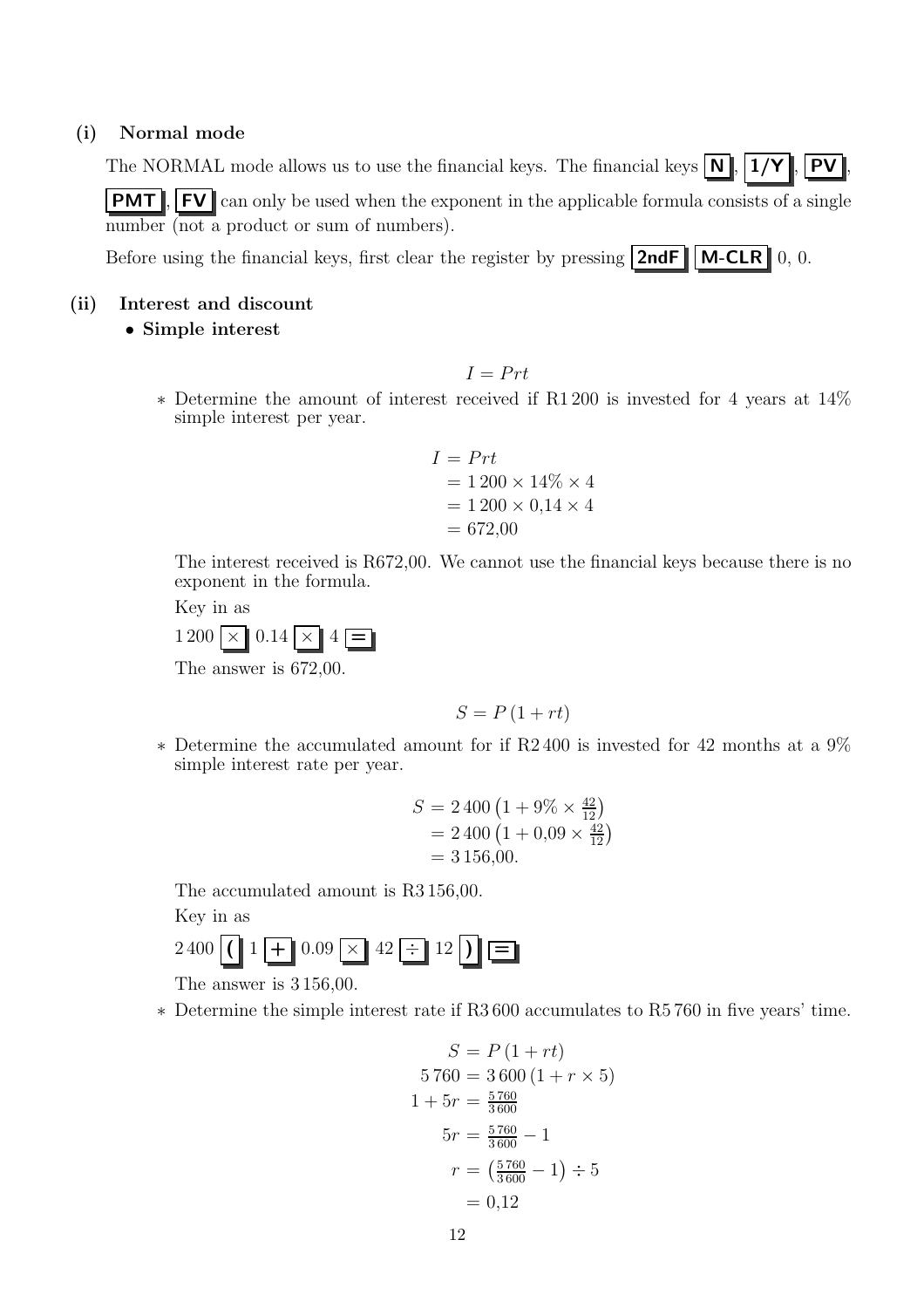### (i) Normal mode

The NORMAL mode allows us to use the financial keys. The financial keys **N**, **1/Y**, **PV**, **PMT**, **FV** can only be used when the exponent in the applicable formula consists of a single number (not a product or sum of numbers).

Before using the financial keys, first clear the register by pressing **2ndF** **M-CLR** 0, 0.

### (ii) Interest and discount

- **Simple interest**

$$I = Prt$$

* Determine the amount of interest received if R1 200 is invested for 4 years at 14% simple interest per year.

$$\begin{aligned} I &= Prt \\ &= 1\,200 \times 14\% \times 4 \\ &= 1\,200 \times 0{,}14 \times 4 \\ &= 672{,}00 \end{aligned}$$

The interest received is R672,00. We cannot use the financial keys because there is no exponent in the formula.

Key in as

1 200 **×** 0.14 **×** 4 **=**

The answer is 672,00.

$$S = P\,(1 + rt)$$

* Determine the accumulated amount for if R2 400 is invested for 42 months at a 9% simple interest rate per year.

$$\begin{aligned} S &= 2\,400\left(1 + 9\% \times \tfrac{42}{12}\right) \\ &= 2\,400\left(1 + 0{,}09 \times \tfrac{42}{12}\right) \\ &= 3\,156{,}00. \end{aligned}$$

The accumulated amount is R3 156,00.

Key in as

2 400 **(** 1 **+** 0.09 **×** 42 **÷** 12 **)** **=**

The answer is 3 156,00.

* Determine the simple interest rate if R3 600 accumulates to R5 760 in five years' time.

$$\begin{aligned} S &= P\,(1 + rt) \\ 5\,760 &= 3\,600\,(1 + r \times 5) \\ 1 + 5r &= \tfrac{5\,760}{3\,600} \\ 5r &= \tfrac{5\,760}{3\,600} - 1 \\ r &= \left(\tfrac{5\,760}{3\,600} - 1\right) \div 5 \\ &= 0{,}12 \end{aligned}$$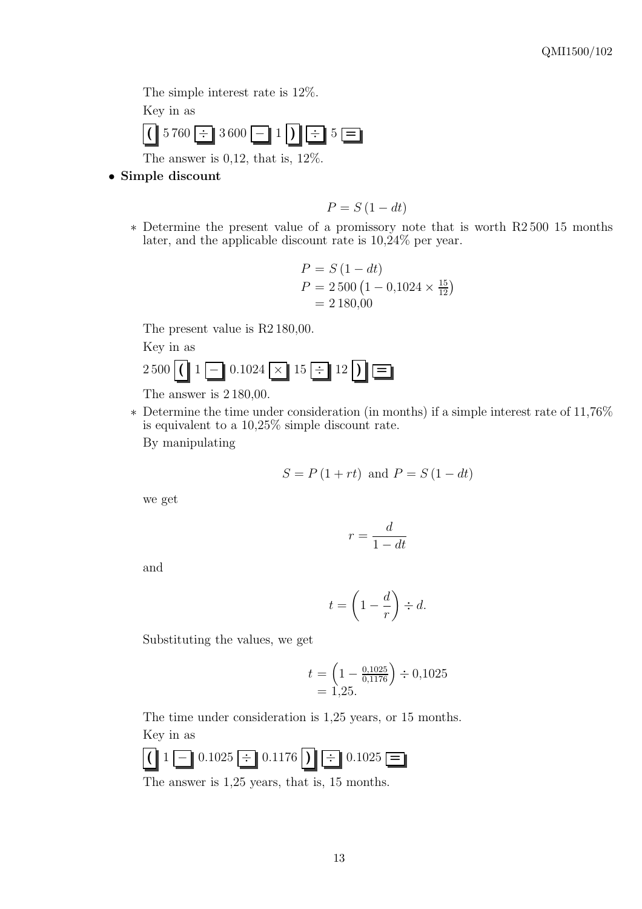The simple interest rate is 12%.

Key in as

**(** 5 760 **÷** 3 600 **−** 1 **)** **÷** 5 **=**

The answer is 0,12, that is, 12%.

- **Simple discount**

$$P = S\,(1 - dt)$$

  * Determine the present value of a promissory note that is worth R2 500 15 months later, and the applicable discount rate is 10,24% per year.

$$\begin{aligned} P &= S\,(1 - dt) \\ P &= 2\,500\left(1 - 0{,}1024 \times \tfrac{15}{12}\right) \\ &= 2\,180{,}00 \end{aligned}$$

  The present value is R2 180,00.

  Key in as

  2 500 **(** 1 **−** 0.1024 **×** 15 **÷** 12 **)** **=**

  The answer is 2 180,00.

  * Determine the time under consideration (in months) if a simple interest rate of 11,76% is equivalent to a 10,25% simple discount rate.

  By manipulating

$$S = P\,(1 + rt) \text{ and } P = S\,(1 - dt)$$

  we get

$$r = \frac{d}{1 - dt}$$

  and

$$t = \left(1 - \frac{d}{r}\right) \div d.$$

  Substituting the values, we get

$$\begin{aligned} t &= \left(1 - \tfrac{0{,}1025}{0{,}1176}\right) \div 0{,}1025 \\ &= 1{,}25. \end{aligned}$$

  The time under consideration is 1,25 years, or 15 months.

  Key in as

  **(** 1 **−** 0.1025 **÷** 0.1176 **)** **÷** 0.1025 **=**

  The answer is 1,25 years, that is, 15 months.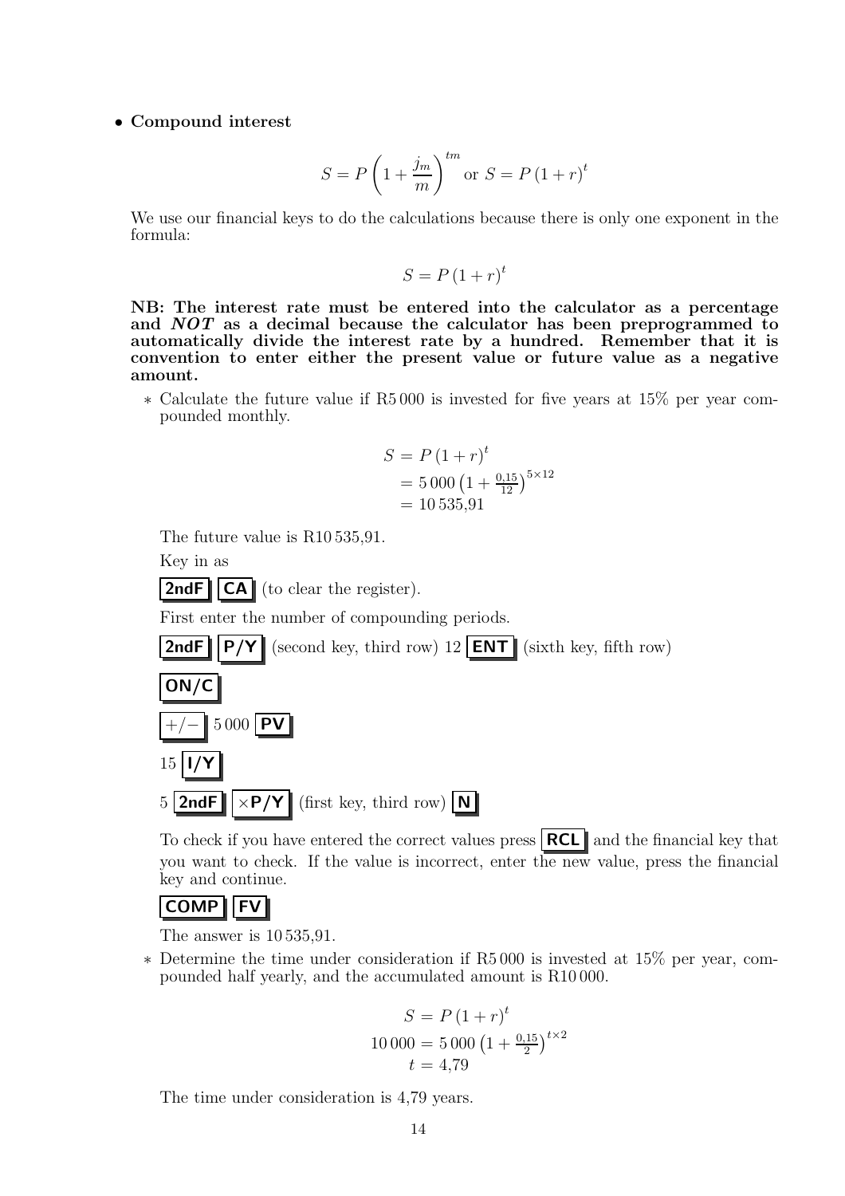- **Compound interest**

$$S = P\left(1+\frac{j_m}{m}\right)^{tm} \text{ or } S = P\left(1+r\right)^t$$

We use our financial keys to do the calculations because there is only one exponent in the formula:

$$S = P\left(1+r\right)^t$$

**NB: The interest rate must be entered into the calculator as a percentage and *NOT* as a decimal because the calculator has been preprogrammed to automatically divide the interest rate by a hundred. Remember that it is convention to enter either the present value or future value as a negative amount.**

  - ∗ Calculate the future value if R5 000 is invested for five years at 15% per year compounded monthly.

$$\begin{aligned} S &= P\left(1+r\right)^t \\ &= 5\,000\left(1+\tfrac{0{,}15}{12}\right)^{5\times 12} \\ &= 10\,535{,}91 \end{aligned}$$

The future value is R10 535,91.

Key in as

**2ndF** **CA** (to clear the register).

First enter the number of compounding periods.

**2ndF** **P/Y** (second key, third row) 12 **ENT** (sixth key, fifth row)

**ON/C**

+/− 5 000 **PV**

15 **I/Y**

5 **2ndF** **×P/Y** (first key, third row) **N**

To check if you have entered the correct values press **RCL** and the financial key that you want to check. If the value is incorrect, enter the new value, press the financial key and continue.

**COMP** **FV**

The answer is 10 535,91.

  - ∗ Determine the time under consideration if R5 000 is invested at 15% per year, compounded half yearly, and the accumulated amount is R10 000.

$$\begin{aligned} S &= P\left(1+r\right)^t \\ 10\,000 &= 5\,000\left(1+\tfrac{0{,}15}{2}\right)^{t\times 2} \\ t &= 4{,}79 \end{aligned}$$

The time under consideration is 4,79 years.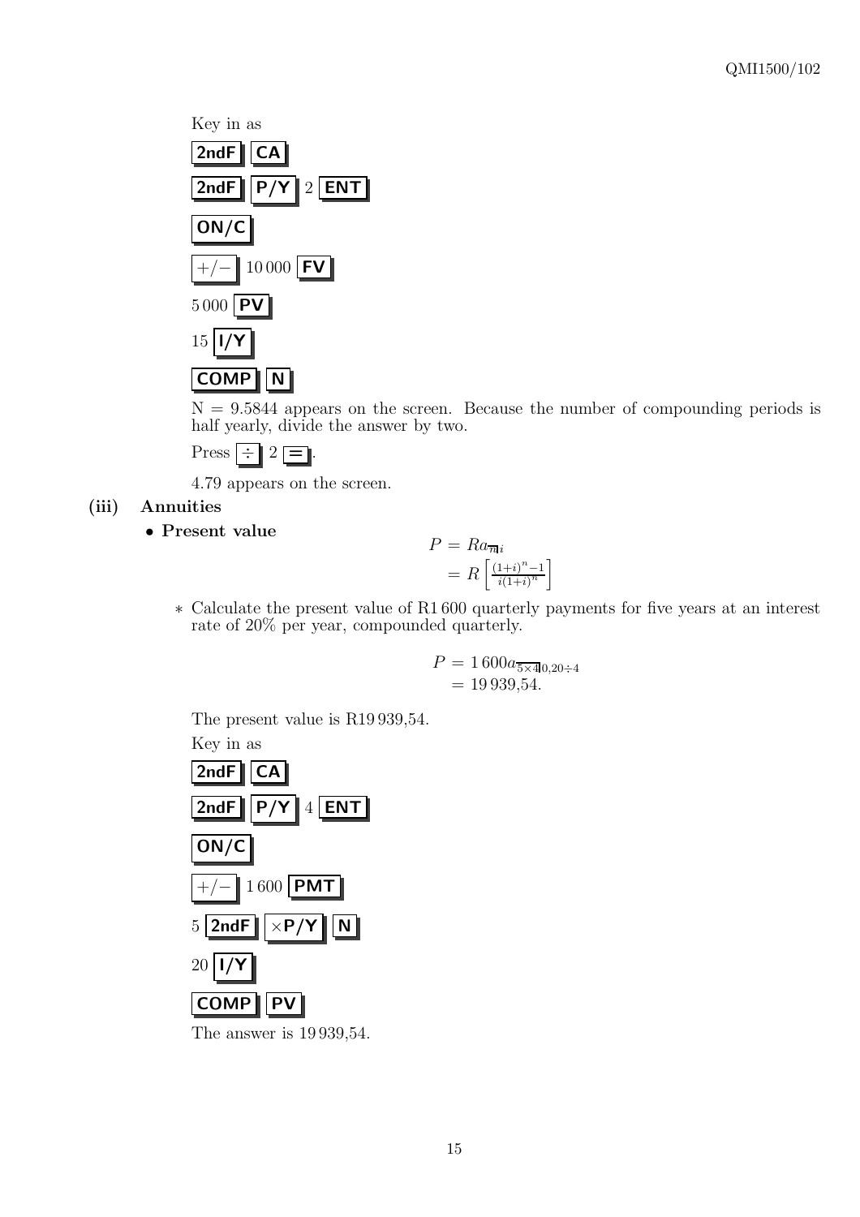Key in as

**2ndF** **CA**

**2ndF** **P/Y** 2 **ENT**

**ON/C**

**+/−** 10 000 **FV**

5 000 **PV**

15 **I/Y**

**COMP** **N**

N = 9.5844 appears on the screen. Because the number of compounding periods is half yearly, divide the answer by two.

Press **÷** 2 **=**.

4.79 appears on the screen.

**(iii) Annuities**

- **Present value**

$$
\begin{aligned}
P &= Ra_{\overline{n}|i} \\
&= R\left[\frac{(1+i)^n-1}{i(1+i)^n}\right]
\end{aligned}
$$

∗ Calculate the present value of R1 600 quarterly payments for five years at an interest rate of 20% per year, compounded quarterly.

$$
\begin{aligned}
P &= 1\,600a_{\overline{5\times4}|0,20\div4} \\
&= 19\,939{,}54.
\end{aligned}
$$

The present value is R19 939,54.

Key in as

**2ndF** **CA**

**2ndF** **P/Y** 4 **ENT**

**ON/C**

**+/−** 1 600 **PMT**

5 **2ndF** **×P/Y** **N**

20 **I/Y**

**COMP** **PV**

The answer is 19 939,54.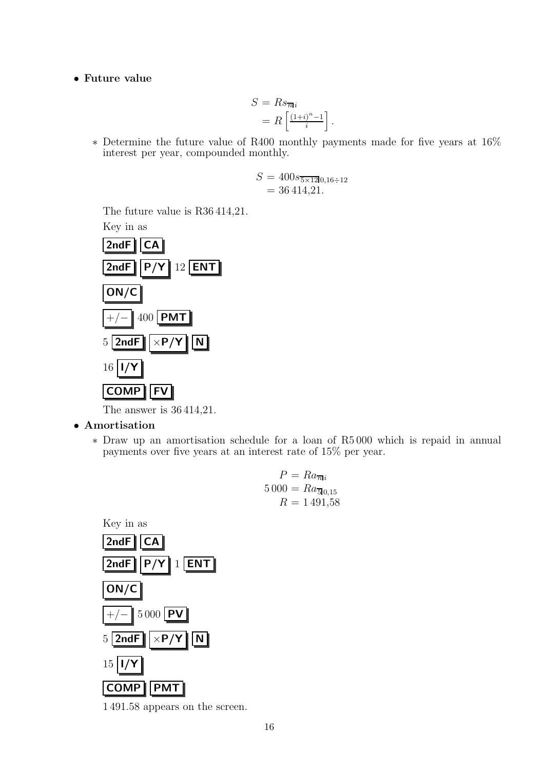- **Future value**

$$S = Rs_{\overline{n}|i} = R\left[\frac{(1+i)^n - 1}{i}\right].$$

  - * Determine the future value of R400 monthly payments made for five years at 16% interest per year, compounded monthly.

$$S = 400 s_{\overline{5\times 12}|0{,}16\div 12} = 36\,414{,}21.$$

    The future value is R36 414,21.

    Key in as

    **2ndF** **CA**

    **2ndF** **P/Y** 12 **ENT**

    **ON/C**

    **+/−** 400 **PMT**

    5 **2ndF** **×P/Y** **N**

    16 **I/Y**

    **COMP** **FV**

    The answer is 36 414,21.

- **Amortisation**

  - * Draw up an amortisation schedule for a loan of R5 000 which is repaid in annual payments over five years at an interest rate of 15% per year.

$$P = Ra_{\overline{n}|i}$$
$$5\,000 = Ra_{\overline{5}|0{,}15}$$
$$R = 1\,491{,}58$$

    Key in as

    **2ndF** **CA**

    **2ndF** **P/Y** 1 **ENT**

    **ON/C**

    **+/−** 5 000 **PV**

    5 **2ndF** **×P/Y** **N**

    15 **I/Y**

    **COMP** **PMT**

    1 491.58 appears on the screen.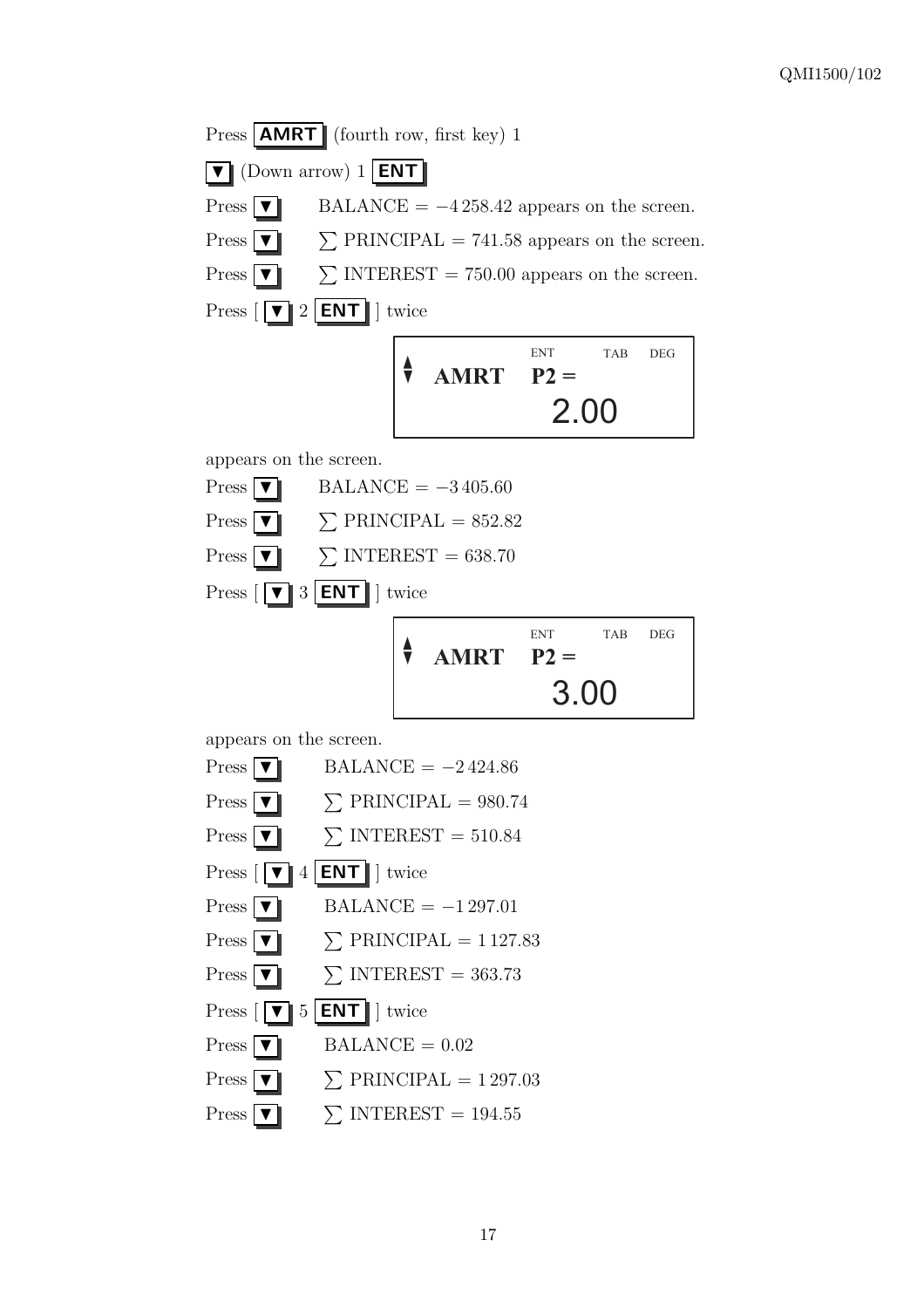Press **AMRT** (fourth row, first key) 1

**▼** (Down arrow) 1 **ENT**

Press **▼** BALANCE = −4 258.42 appears on the screen.

Press **▼** $\sum$ PRINCIPAL = 741.58 appears on the screen.

Press **▼** $\sum$ INTEREST = 750.00 appears on the screen.

Press [ **▼** 2 **ENT** ] twice

```
          ENT      TAB   DEG
AMRT   P2 =
           2.00
```

appears on the screen.

Press **▼** BALANCE = −3 405.60

Press **▼** $\sum$ PRINCIPAL = 852.82

Press **▼** $\sum$ INTEREST = 638.70

Press [ **▼** 3 **ENT** ] twice

```
          ENT      TAB   DEG
AMRT   P2 =
           3.00
```

appears on the screen.

Press **▼** BALANCE = −2 424.86

Press **▼** $\sum$ PRINCIPAL = 980.74

Press **▼** $\sum$ INTEREST = 510.84

Press [ **▼** 4 **ENT** ] twice

Press **▼** BALANCE = −1 297.01

Press **▼** $\sum$ PRINCIPAL = 1 127.83

Press **▼** $\sum$ INTEREST = 363.73

Press [ **▼** 5 **ENT** ] twice

Press **▼** BALANCE = 0.02

Press **▼** $\sum$ PRINCIPAL = 1 297.03

Press **▼** $\sum$ INTEREST = 194.55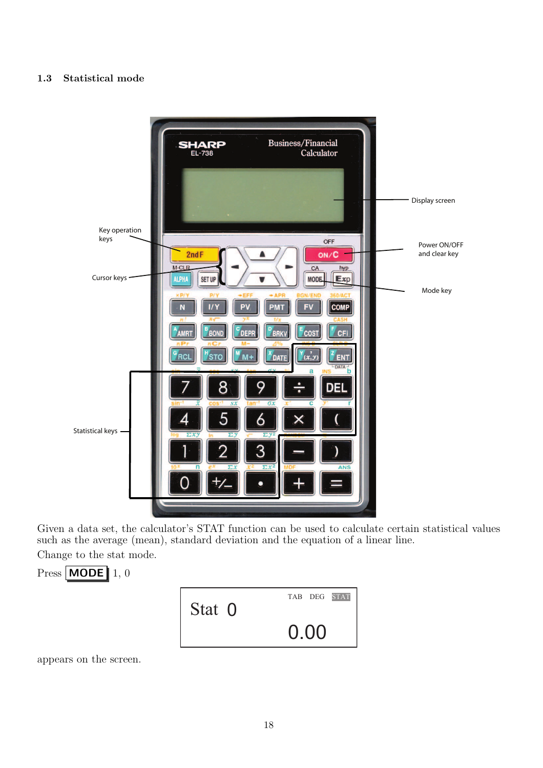### 1.3 Statistical mode

Given a data set, the calculator's STAT function can be used to calculate certain statistical values such as the average (mean), standard deviation and the equation of a linear line.

Change to the stat mode.

Press **MODE** 1, 0

```
Stat 0          TAB  DEG  STAT
                    0.00
```

appears on the screen.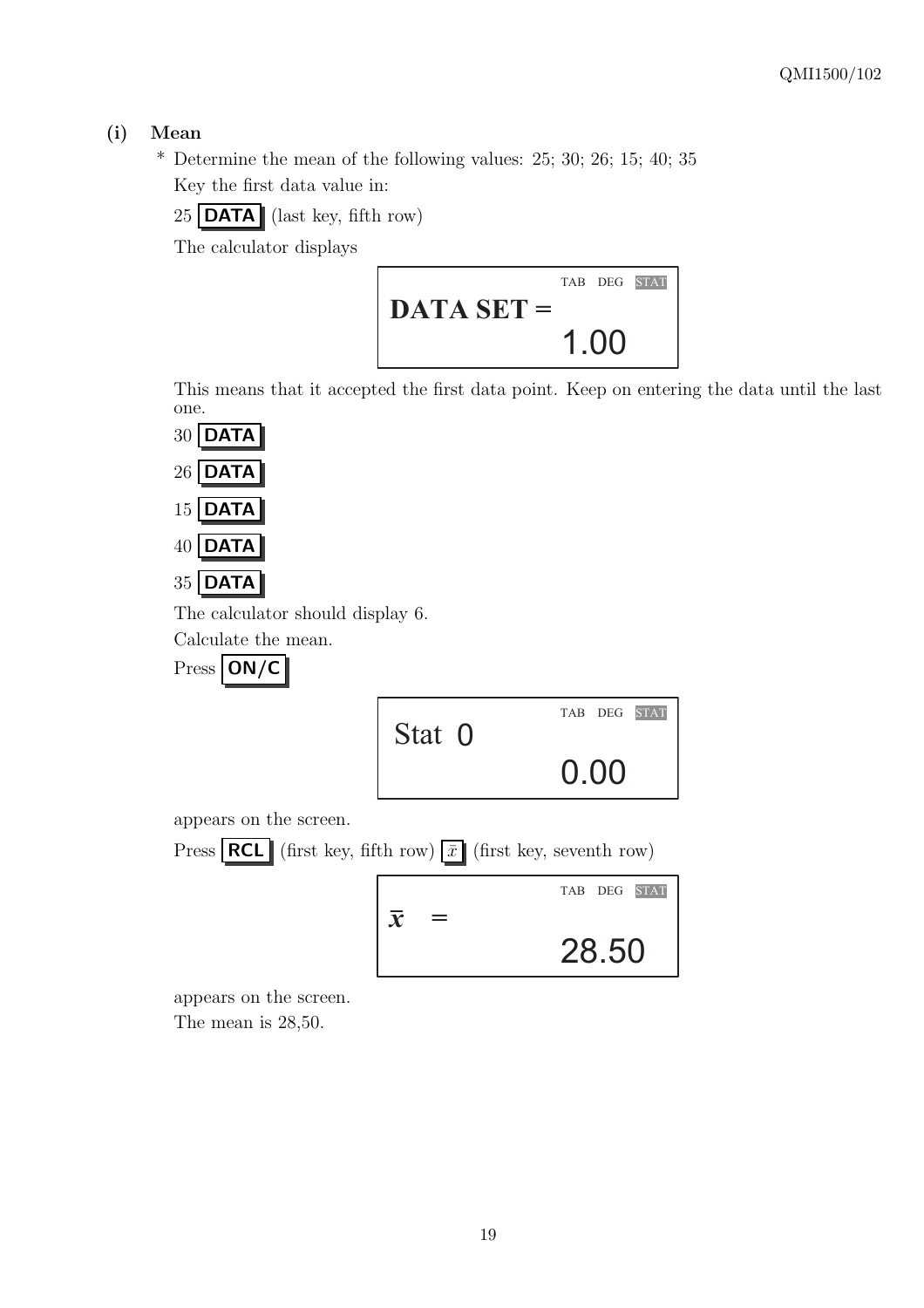### (i) Mean

\* Determine the mean of the following values: 25; 30; 26; 15; 40; 35

Key the first data value in:

25 **DATA** (last key, fifth row)

The calculator displays

```
TAB DEG STAT
DATA SET =
        1.00
```

This means that it accepted the first data point. Keep on entering the data until the last one.

30 **DATA**

26 **DATA**

15 **DATA**

40 **DATA**

35 **DATA**

The calculator should display 6.

Calculate the mean.

Press **ON/C**

```
TAB DEG STAT
Stat 0
        0.00
```

appears on the screen.

Press **RCL** (first key, fifth row) $\bar{x}$ (first key, seventh row)

```
TAB DEG STAT
x̄ =
        28.50
```

appears on the screen.

The mean is 28,50.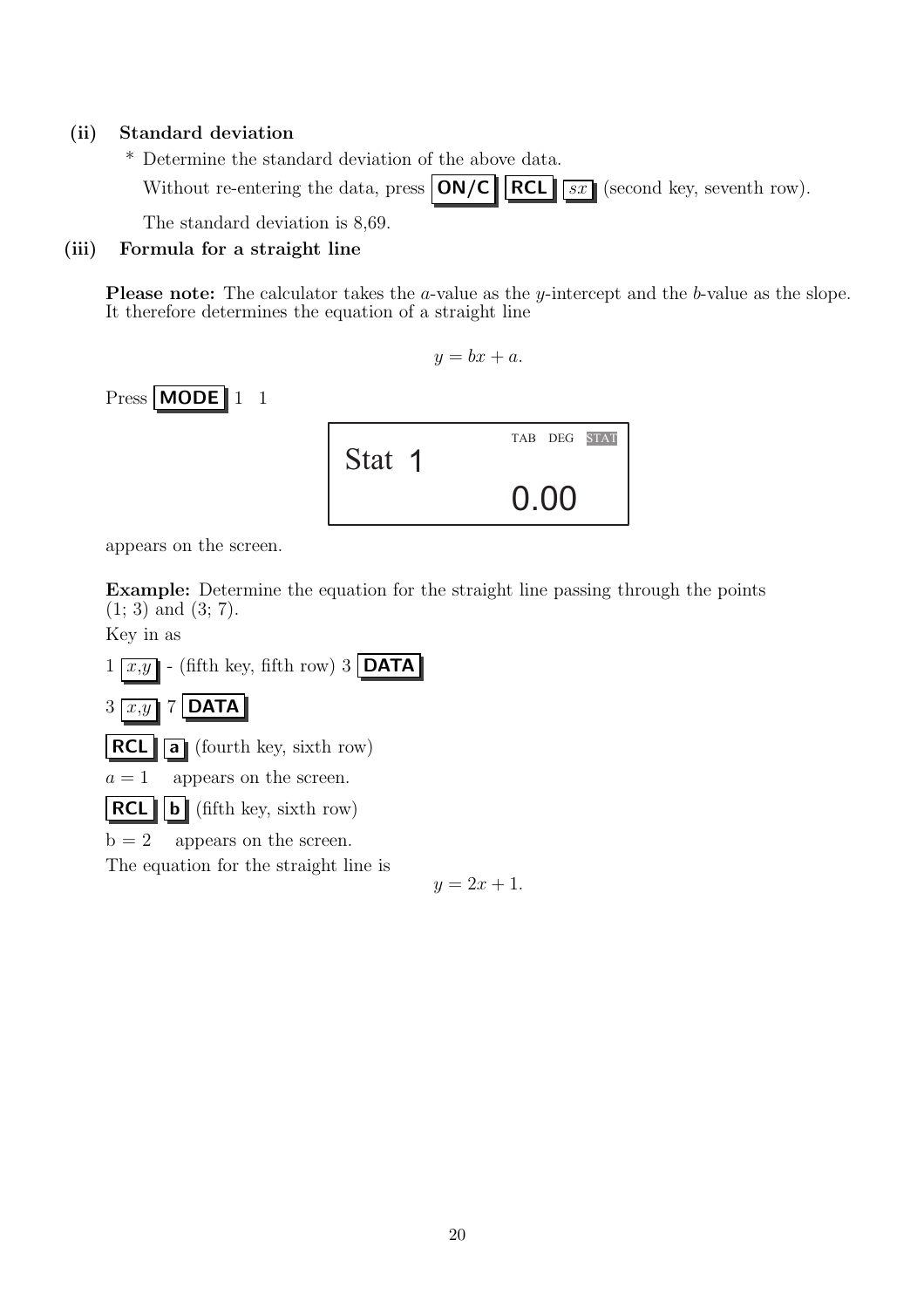**(ii) Standard deviation**

\* Determine the standard deviation of the above data.

Without re-entering the data, press **ON/C** **RCL** $sx$ (second key, seventh row).

The standard deviation is 8,69.

**(iii) Formula for a straight line**

**Please note:** The calculator takes the $a$-value as the $y$-intercept and the $b$-value as the slope. It therefore determines the equation of a straight line

$$y = bx + a.$$

Press **MODE** 1 1

```
Stat 1          TAB  DEG  STAT
                      0.00
```

appears on the screen.

**Example:** Determine the equation for the straight line passing through the points (1; 3) and (3; 7).

Key in as

1 $x,y$ - (fifth key, fifth row) 3 **DATA**

3 $x,y$ 7 **DATA**

**RCL** **a** (fourth key, sixth row)

$a = 1$ appears on the screen.

**RCL** **b** (fifth key, sixth row)

b = 2 appears on the screen.

The equation for the straight line is

$$y = 2x + 1.$$